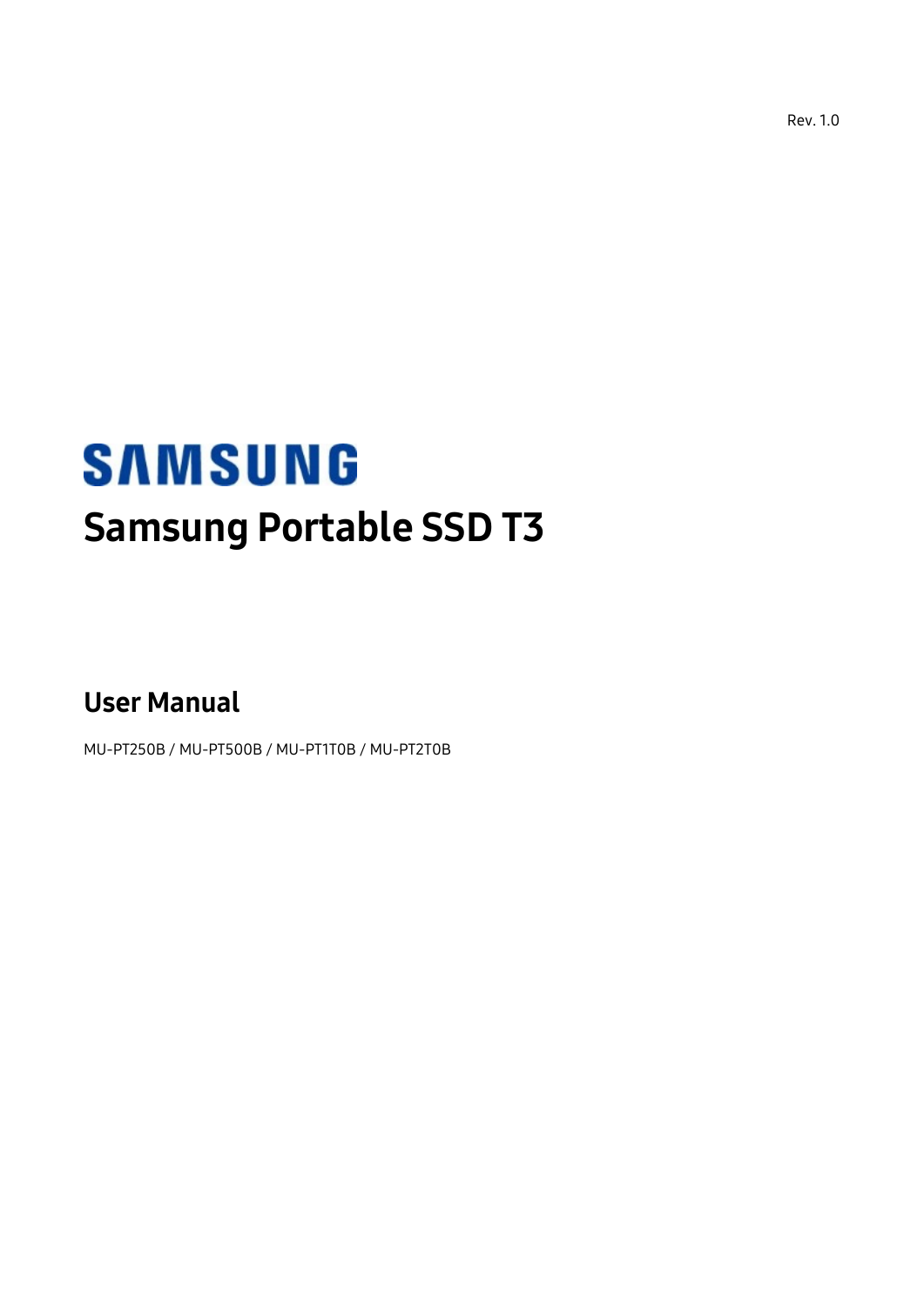Rev. 1.0

SAMSUNG

# Samsung Portable SSD T3

## User Manual

MU-PT250B / MU-PT500B / MU-PT1T0B / MU-PT2T0B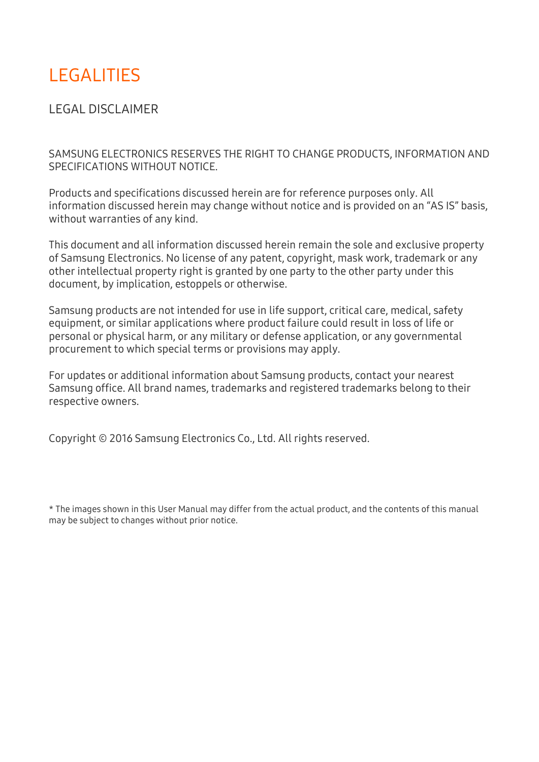# LEGALITIES

## LEGAL DISCLAIMER

SAMSUNG ELECTRONICS RESERVES THE RIGHT TO CHANGE PRODUCTS, INFORMATION AND SPECIFICATIONS WITHOUT NOTICE.

Products and specifications discussed herein are for reference purposes only. All information discussed herein may change without notice and is provided on an "AS IS" basis, without warranties of any kind.

This document and all information discussed herein remain the sole and exclusive property of Samsung Electronics. No license of any patent, copyright, mask work, trademark or any other intellectual property right is granted by one party to the other party under this document, by implication, estoppels or otherwise.

Samsung products are not intended for use in life support, critical care, medical, safety equipment, or similar applications where product failure could result in loss of life or personal or physical harm, or any military or defense application, or any governmental procurement to which special terms or provisions may apply.

For updates or additional information about Samsung products, contact your nearest Samsung office. All brand names, trademarks and registered trademarks belong to their respective owners.

Copyright © 2016 Samsung Electronics Co., Ltd. All rights reserved.

* The images shown in this User Manual may differ from the actual product, and the contents of this manual may be subject to changes without prior notice.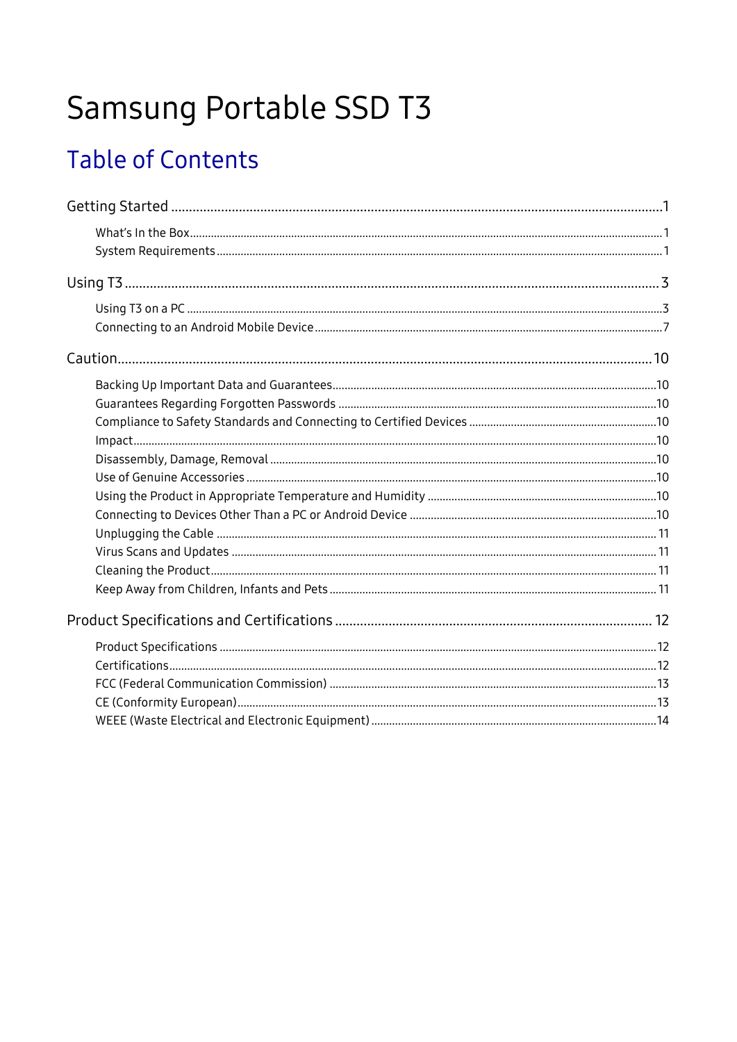# Samsung Portable SSD T3

## Table of Contents

Getting Started ........ 1

- What's In the Box ........ 1
- System Requirements ........ 1

Using T3 ........ 3

- Using T3 on a PC ........ 3
- Connecting to an Android Mobile Device ........ 7

Caution ........ 10

- Backing Up Important Data and Guarantees ........ 10
- Guarantees Regarding Forgotten Passwords ........ 10
- Compliance to Safety Standards and Connecting to Certified Devices ........ 10
- Impact ........ 10
- Disassembly, Damage, Removal ........ 10
- Use of Genuine Accessories ........ 10
- Using the Product in Appropriate Temperature and Humidity ........ 10
- Connecting to Devices Other Than a PC or Android Device ........ 10
- Unplugging the Cable ........ 11
- Virus Scans and Updates ........ 11
- Cleaning the Product ........ 11
- Keep Away from Children, Infants and Pets ........ 11

Product Specifications and Certifications ........ 12

- Product Specifications ........ 12
- Certifications ........ 12
- FCC (Federal Communication Commission) ........ 13
- CE (Conformity European) ........ 13
- WEEE (Waste Electrical and Electronic Equipment) ........ 14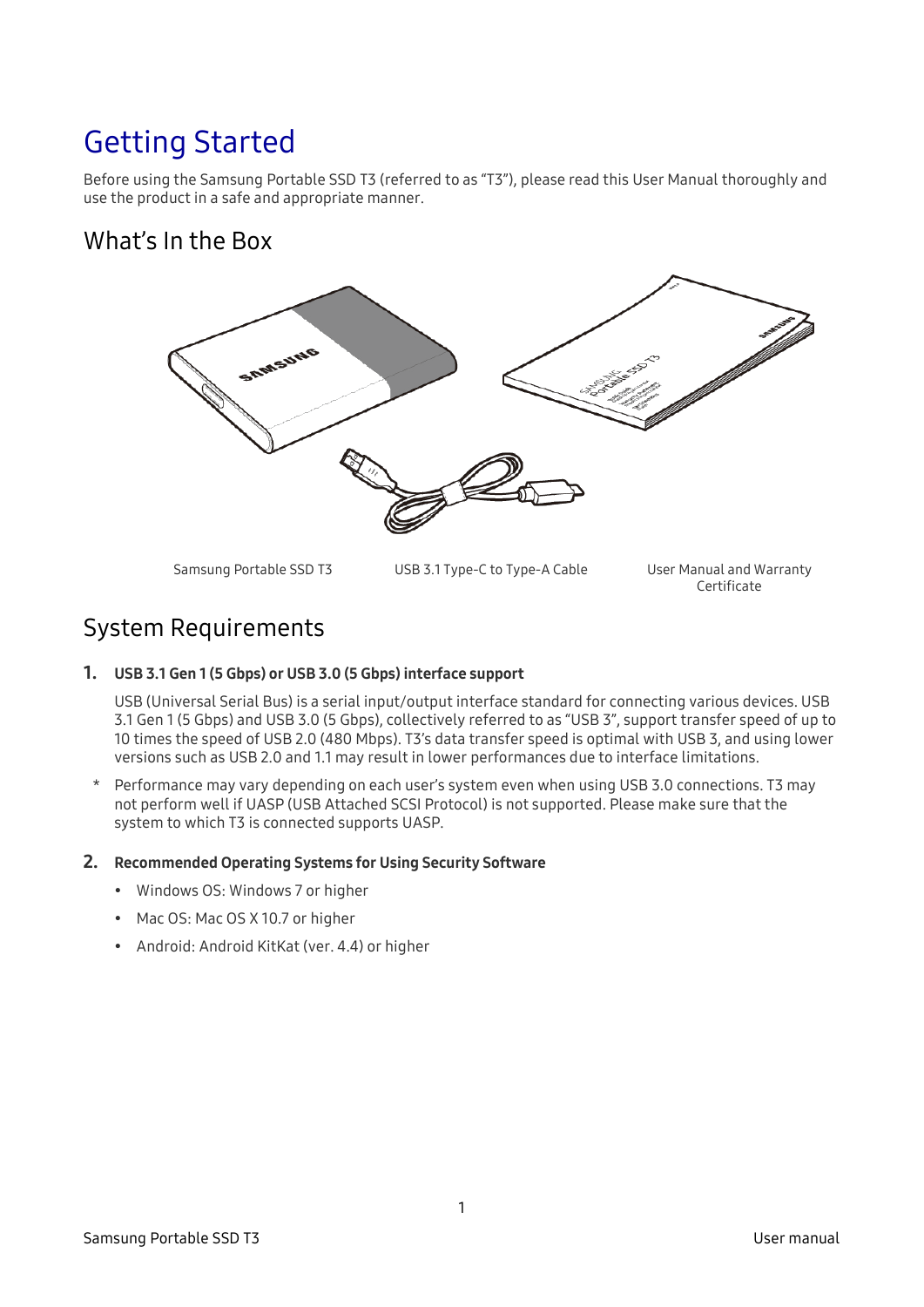# Getting Started

Before using the Samsung Portable SSD T3 (referred to as "T3"), please read this User Manual thoroughly and use the product in a safe and appropriate manner.

## What's In the Box

Samsung Portable SSD T3

USB 3.1 Type-C to Type-A Cable

User Manual and Warranty Certificate

## System Requirements

**1. USB 3.1 Gen 1 (5 Gbps) or USB 3.0 (5 Gbps) interface support**

USB (Universal Serial Bus) is a serial input/output interface standard for connecting various devices. USB 3.1 Gen 1 (5 Gbps) and USB 3.0 (5 Gbps), collectively referred to as "USB 3", support transfer speed of up to 10 times the speed of USB 2.0 (480 Mbps). T3's data transfer speed is optimal with USB 3, and using lower versions such as USB 2.0 and 1.1 may result in lower performances due to interface limitations.

\* Performance may vary depending on each user's system even when using USB 3.0 connections. T3 may not perform well if UASP (USB Attached SCSI Protocol) is not supported. Please make sure that the system to which T3 is connected supports UASP.

**2. Recommended Operating Systems for Using Security Software**

- Windows OS: Windows 7 or higher
- Mac OS: Mac OS X 10.7 or higher
- Android: Android KitKat (ver. 4.4) or higher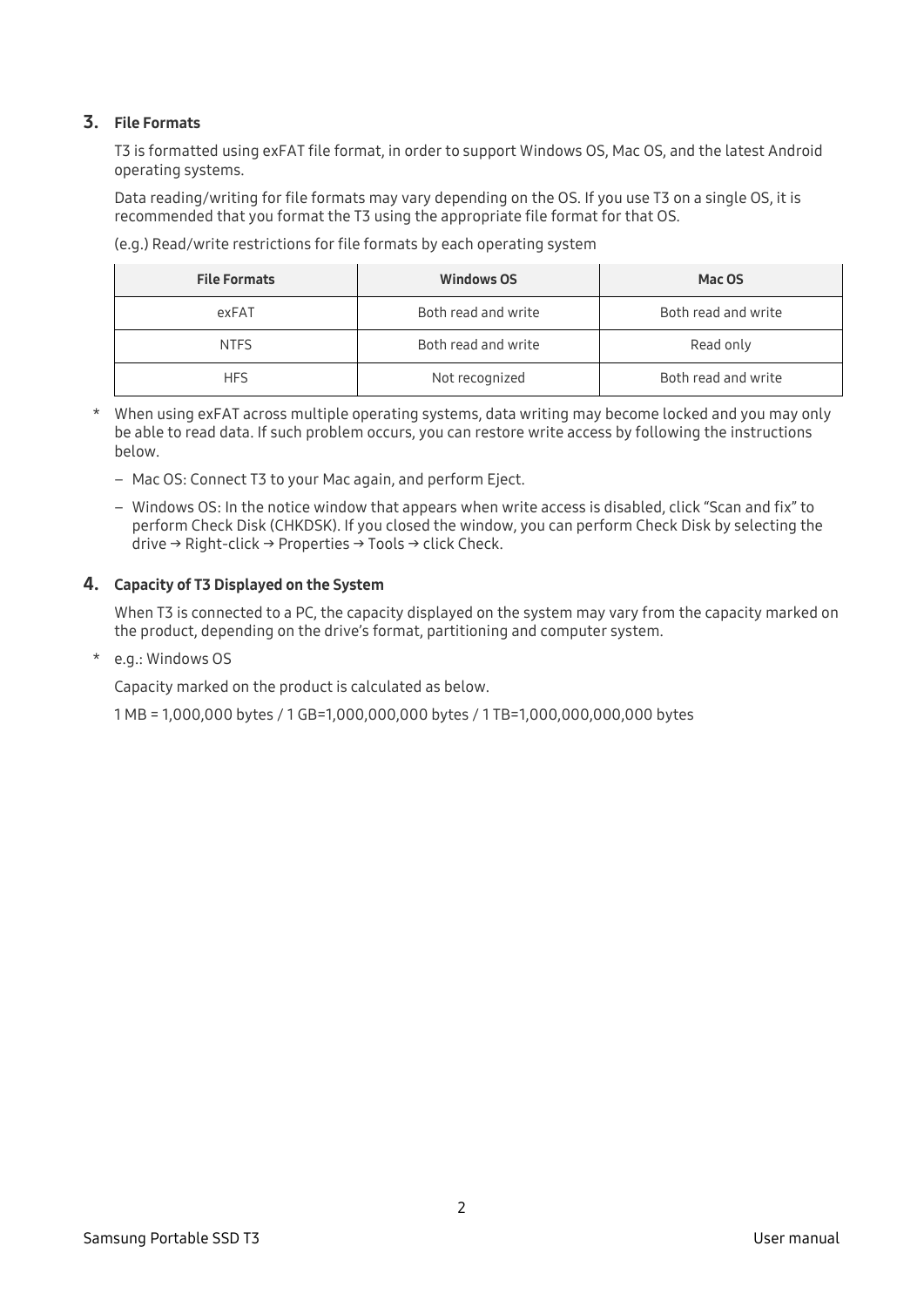### 3. File Formats

T3 is formatted using exFAT file format, in order to support Windows OS, Mac OS, and the latest Android operating systems.

Data reading/writing for file formats may vary depending on the OS. If you use T3 on a single OS, it is recommended that you format the T3 using the appropriate file format for that OS.

(e.g.) Read/write restrictions for file formats by each operating system

| File Formats | Windows OS | Mac OS |
|---|---|---|
| exFAT | Both read and write | Both read and write |
| NTFS | Both read and write | Read only |
| HFS | Not recognized | Both read and write |

\* When using exFAT across multiple operating systems, data writing may become locked and you may only be able to read data. If such problem occurs, you can restore write access by following the instructions below.

- Mac OS: Connect T3 to your Mac again, and perform Eject.
- Windows OS: In the notice window that appears when write access is disabled, click "Scan and fix" to perform Check Disk (CHKDSK). If you closed the window, you can perform Check Disk by selecting the drive → Right-click → Properties → Tools → click Check.

### 4. Capacity of T3 Displayed on the System

When T3 is connected to a PC, the capacity displayed on the system may vary from the capacity marked on the product, depending on the drive's format, partitioning and computer system.

\* e.g.: Windows OS

Capacity marked on the product is calculated as below.

1 MB = 1,000,000 bytes / 1 GB=1,000,000,000 bytes / 1 TB=1,000,000,000,000 bytes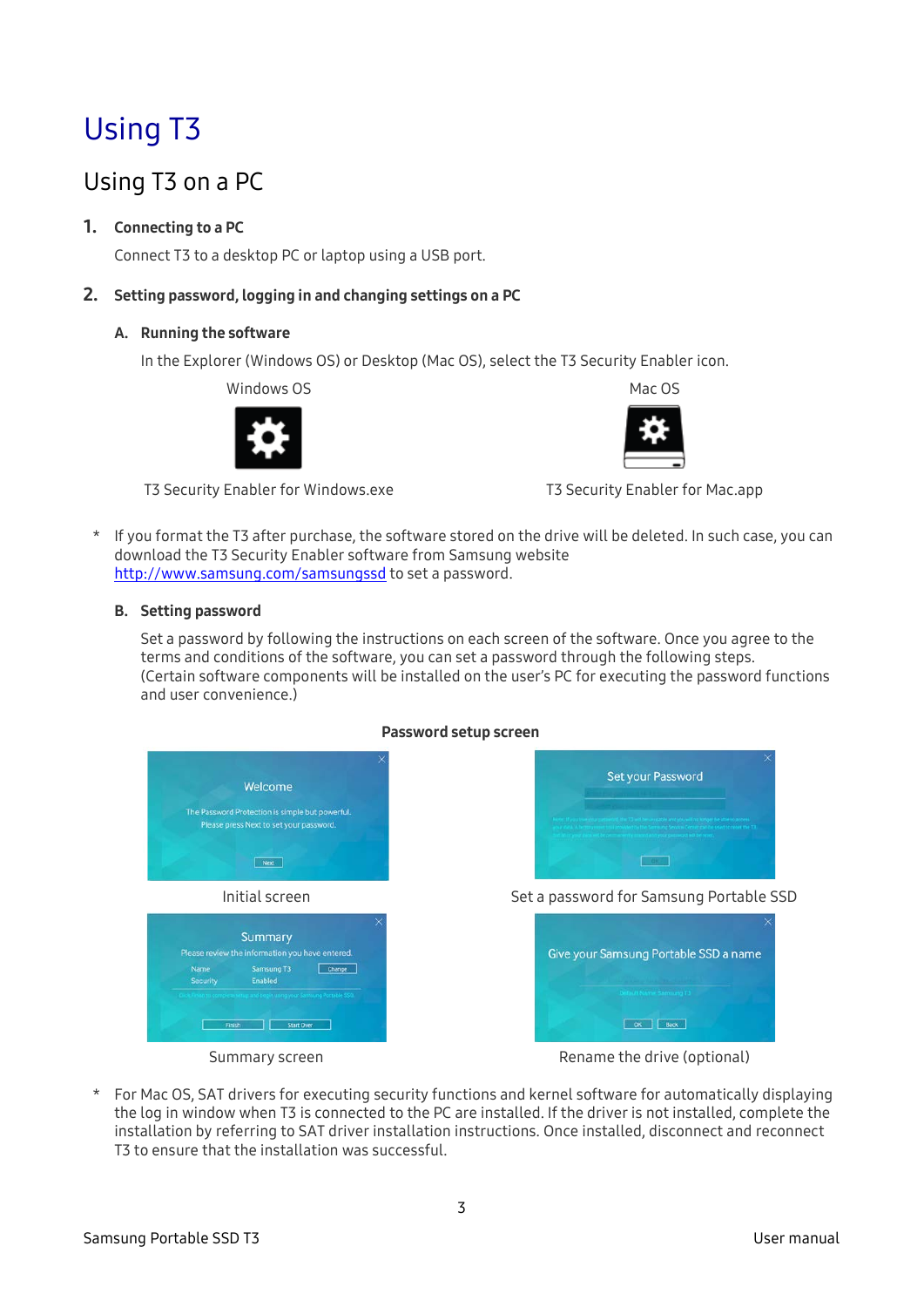# Using T3

## Using T3 on a PC

**1. Connecting to a PC**

Connect T3 to a desktop PC or laptop using a USB port.

**2. Setting password, logging in and changing settings on a PC**

**A. Running the software**

In the Explorer (Windows OS) or Desktop (Mac OS), select the T3 Security Enabler icon.

| Windows OS | Mac OS |
| --- | --- |
| T3 Security Enabler for Windows.exe | T3 Security Enabler for Mac.app |

\* If you format the T3 after purchase, the software stored on the drive will be deleted. In such case, you can download the T3 Security Enabler software from Samsung website http://www.samsung.com/samsungssd to set a password.

**B. Setting password**

Set a password by following the instructions on each screen of the software. Once you agree to the terms and conditions of the software, you can set a password through the following steps.
(Certain software components will be installed on the user's PC for executing the password functions and user convenience.)

**Password setup screen**

Initial screen

Set a password for Samsung Portable SSD

Summary screen

Rename the drive (optional)

\* For Mac OS, SAT drivers for executing security functions and kernel software for automatically displaying the log in window when T3 is connected to the PC are installed. If the driver is not installed, complete the installation by referring to SAT driver installation instructions. Once installed, disconnect and reconnect T3 to ensure that the installation was successful.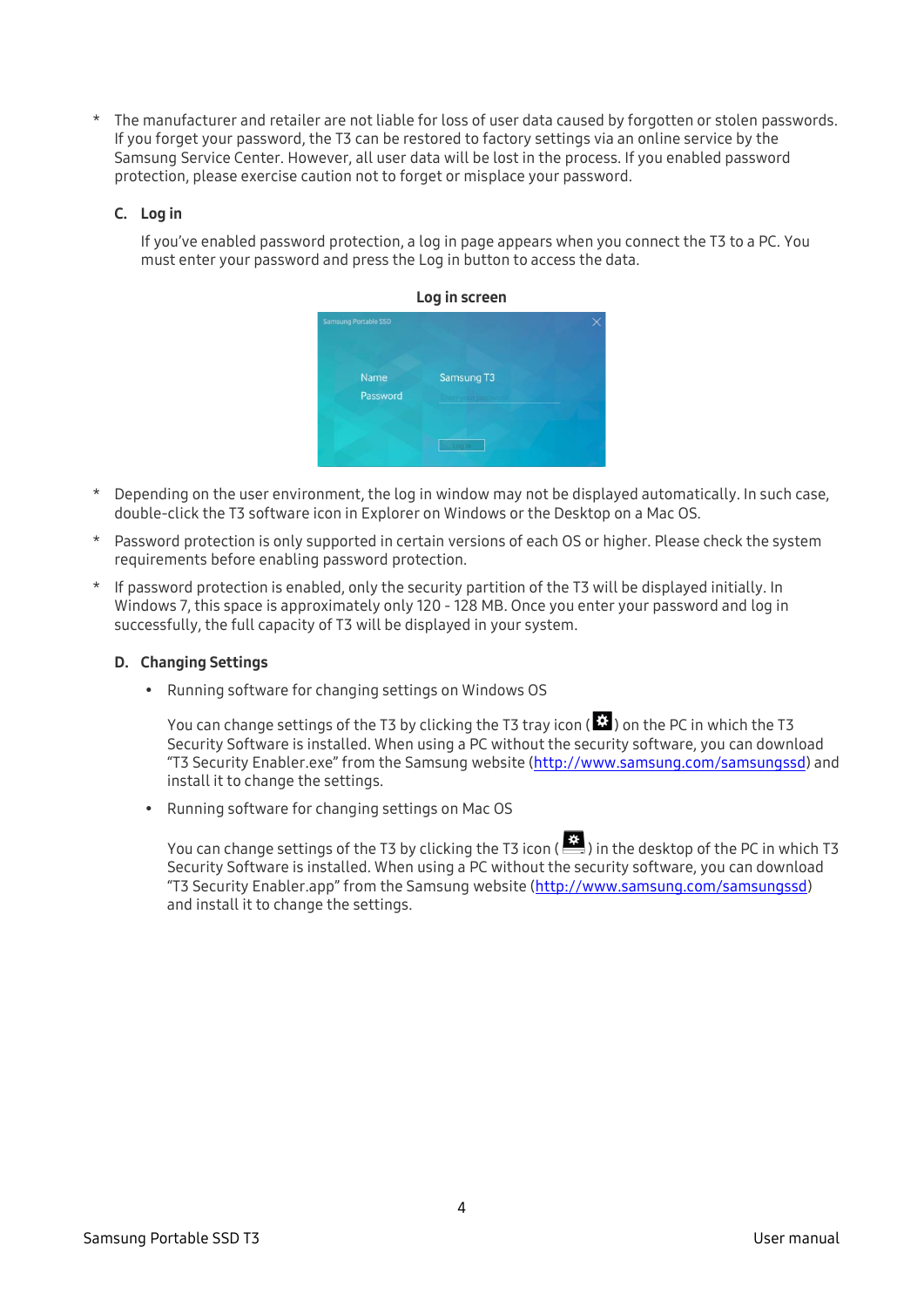* The manufacturer and retailer are not liable for loss of user data caused by forgotten or stolen passwords. If you forget your password, the T3 can be restored to factory settings via an online service by the Samsung Service Center. However, all user data will be lost in the process. If you enabled password protection, please exercise caution not to forget or misplace your password.

### C. Log in

If you've enabled password protection, a log in page appears when you connect the T3 to a PC. You must enter your password and press the Log in button to access the data.

**Log in screen**

* Depending on the user environment, the log in window may not be displayed automatically. In such case, double-click the T3 software icon in Explorer on Windows or the Desktop on a Mac OS.
* Password protection is only supported in certain versions of each OS or higher. Please check the system requirements before enabling password protection.
* If password protection is enabled, only the security partition of the T3 will be displayed initially. In Windows 7, this space is approximately only 120 - 128 MB. Once you enter your password and log in successfully, the full capacity of T3 will be displayed in your system.

### D. Changing Settings

- Running software for changing settings on Windows OS

  You can change settings of the T3 by clicking the T3 tray icon ( ) on the PC in which the T3 Security Software is installed. When using a PC without the security software, you can download "T3 Security Enabler.exe" from the Samsung website (http://www.samsung.com/samsungssd) and install it to change the settings.

- Running software for changing settings on Mac OS

  You can change settings of the T3 by clicking the T3 icon ( ) in the desktop of the PC in which T3 Security Software is installed. When using a PC without the security software, you can download "T3 Security Enabler.app" from the Samsung website (http://www.samsung.com/samsungssd) and install it to change the settings.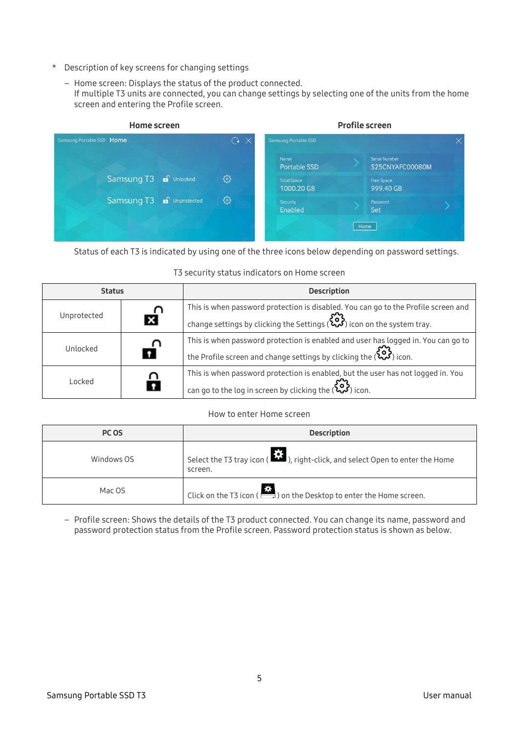\* Description of key screens for changing settings

- Home screen: Displays the status of the product connected.
  If multiple T3 units are connected, you can change settings by selecting one of the units from the home screen and entering the Profile screen.

**Home screen** | **Profile screen**

Status of each T3 is indicated by using one of the three icons below depending on password settings.

T3 security status indicators on Home screen

| Status | | Description |
|---|---|---|
| Unprotected | | This is when password protection is disabled. You can go to the Profile screen and change settings by clicking the Settings ( ) icon on the system tray. |
| Unlocked | | This is when password protection is enabled and user has logged in. You can go to the Profile screen and change settings by clicking the ( ) icon. |
| Locked | | This is when password protection is enabled, but the user has not logged in. You can go to the log in screen by clicking the ( ) icon. |

How to enter Home screen

| PC OS | Description |
|---|---|
| Windows OS | Select the T3 tray icon ( ), right-click, and select Open to enter the Home screen. |
| Mac OS | Click on the T3 icon ( ) on the Desktop to enter the Home screen. |

- Profile screen: Shows the details of the T3 product connected. You can change its name, password and password protection status from the Profile screen. Password protection status is shown as below.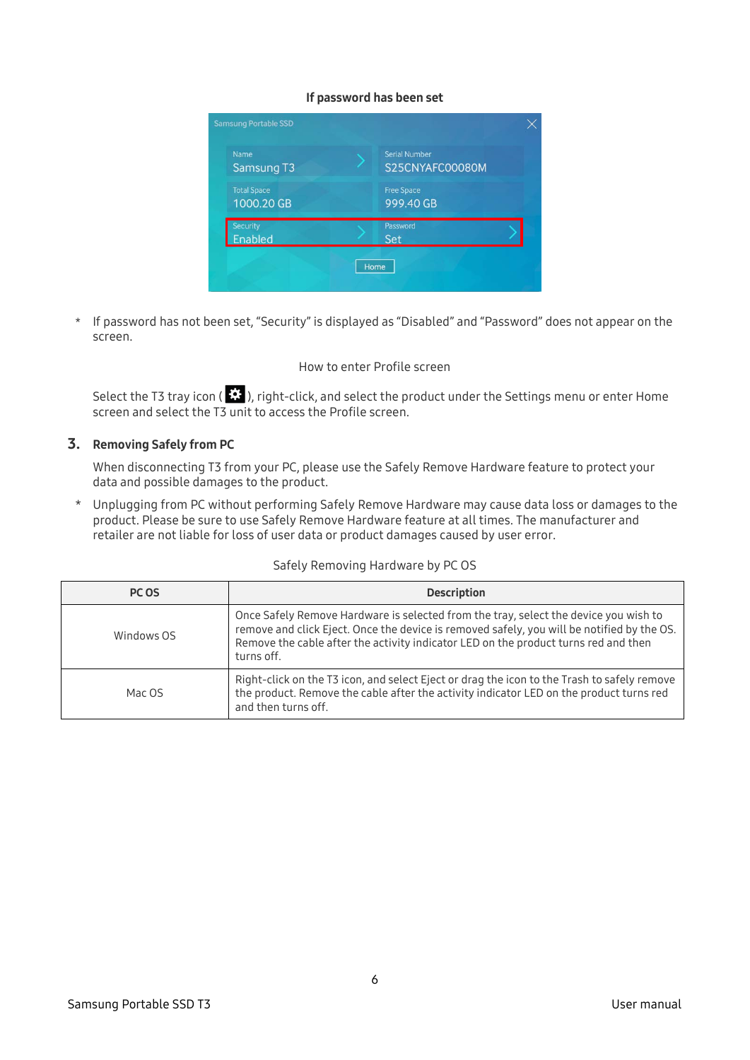**If password has been set**

\* If password has not been set, “Security” is displayed as “Disabled” and “Password” does not appear on the screen.

How to enter Profile screen

Select the T3 tray icon ( ), right-click, and select the product under the Settings menu or enter Home screen and select the T3 unit to access the Profile screen.

## 3. Removing Safely from PC

When disconnecting T3 from your PC, please use the Safely Remove Hardware feature to protect your data and possible damages to the product.

\* Unplugging from PC without performing Safely Remove Hardware may cause data loss or damages to the product. Please be sure to use Safely Remove Hardware feature at all times. The manufacturer and retailer are not liable for loss of user data or product damages caused by user error.

Safely Removing Hardware by PC OS

| PC OS | Description |
|---|---|
| Windows OS | Once Safely Remove Hardware is selected from the tray, select the device you wish to remove and click Eject. Once the device is removed safely, you will be notified by the OS. Remove the cable after the activity indicator LED on the product turns red and then turns off. |
| Mac OS | Right-click on the T3 icon, and select Eject or drag the icon to the Trash to safely remove the product. Remove the cable after the activity indicator LED on the product turns red and then turns off. |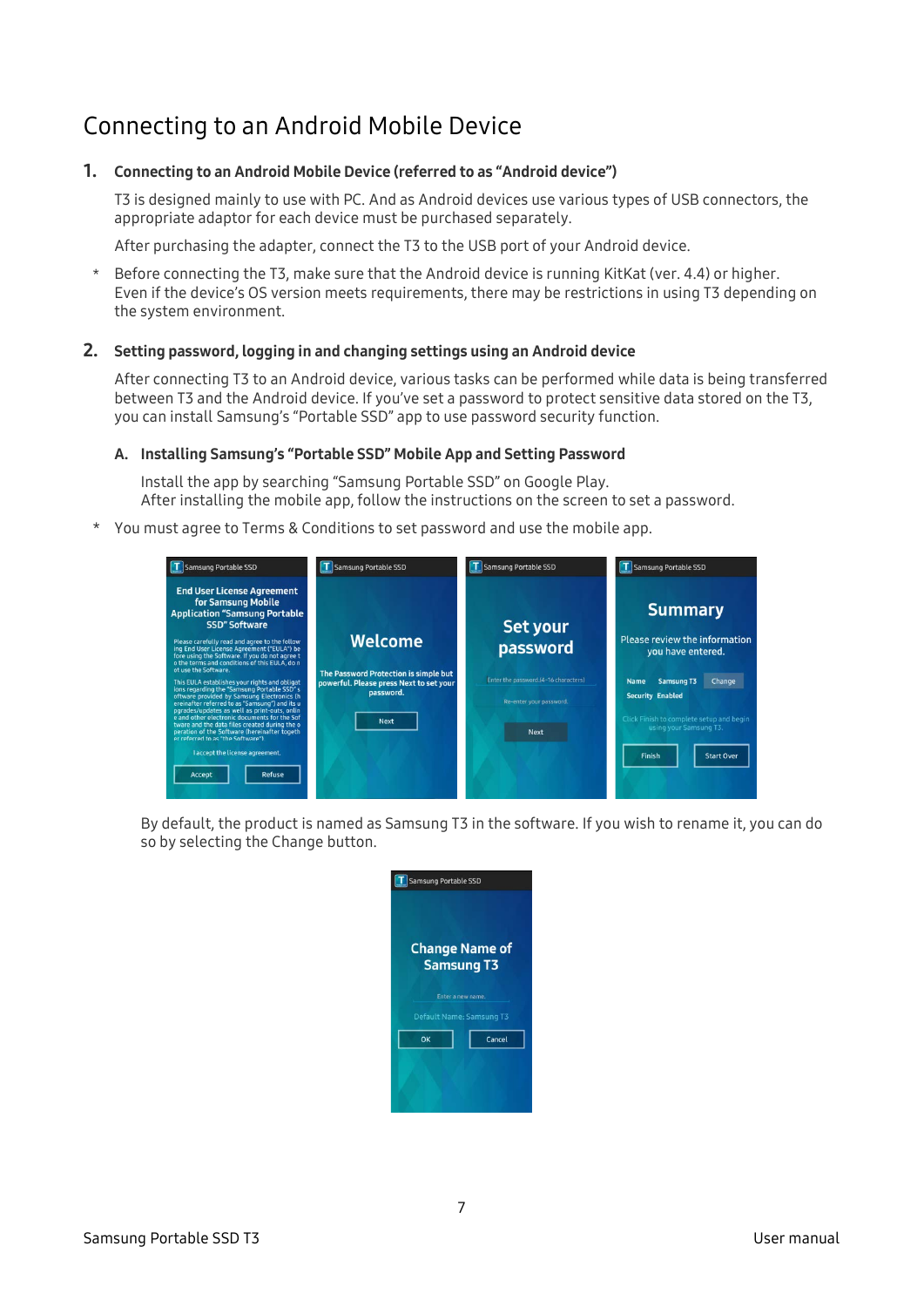# Connecting to an Android Mobile Device

## 1. Connecting to an Android Mobile Device (referred to as "Android device")

T3 is designed mainly to use with PC. And as Android devices use various types of USB connectors, the appropriate adaptor for each device must be purchased separately.

After purchasing the adapter, connect the T3 to the USB port of your Android device.

* Before connecting the T3, make sure that the Android device is running KitKat (ver. 4.4) or higher. Even if the device's OS version meets requirements, there may be restrictions in using T3 depending on the system environment.

## 2. Setting password, logging in and changing settings using an Android device

After connecting T3 to an Android device, various tasks can be performed while data is being transferred between T3 and the Android device. If you've set a password to protect sensitive data stored on the T3, you can install Samsung's "Portable SSD" app to use password security function.

### A. Installing Samsung's "Portable SSD" Mobile App and Setting Password

Install the app by searching "Samsung Portable SSD" on Google Play.
After installing the mobile app, follow the instructions on the screen to set a password.

* You must agree to Terms & Conditions to set password and use the mobile app.

By default, the product is named as Samsung T3 in the software. If you wish to rename it, you can do so by selecting the Change button.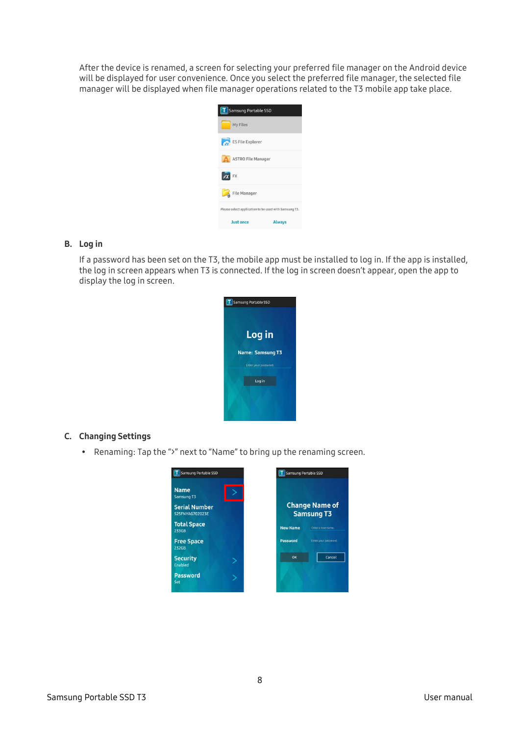After the device is renamed, a screen for selecting your preferred file manager on the Android device will be displayed for user convenience. Once you select the preferred file manager, the selected file manager will be displayed when file manager operations related to the T3 mobile app take place.

### B. Log in

If a password has been set on the T3, the mobile app must be installed to log in. If the app is installed, the log in screen appears when T3 is connected. If the log in screen doesn't appear, open the app to display the log in screen.

### C. Changing Settings

- Renaming: Tap the ">" next to "Name" to bring up the renaming screen.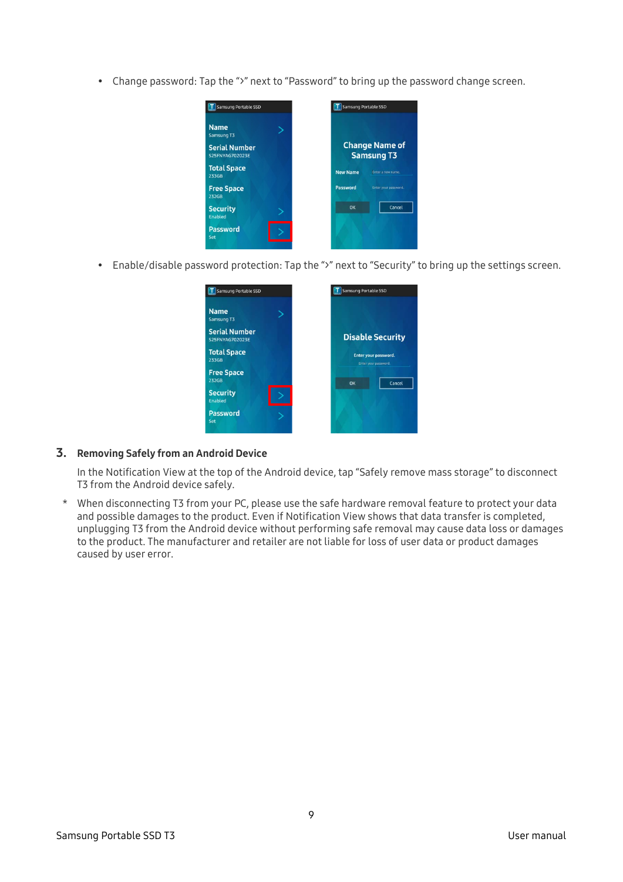- Change password: Tap the ">" next to "Password" to bring up the password change screen.

- Enable/disable password protection: Tap the ">" next to "Security" to bring up the settings screen.

## 3. Removing Safely from an Android Device

In the Notification View at the top of the Android device, tap "Safely remove mass storage" to disconnect T3 from the Android device safely.

\* When disconnecting T3 from your PC, please use the safe hardware removal feature to protect your data and possible damages to the product. Even if Notification View shows that data transfer is completed, unplugging T3 from the Android device without performing safe removal may cause data loss or damages to the product. The manufacturer and retailer are not liable for loss of user data or product damages caused by user error.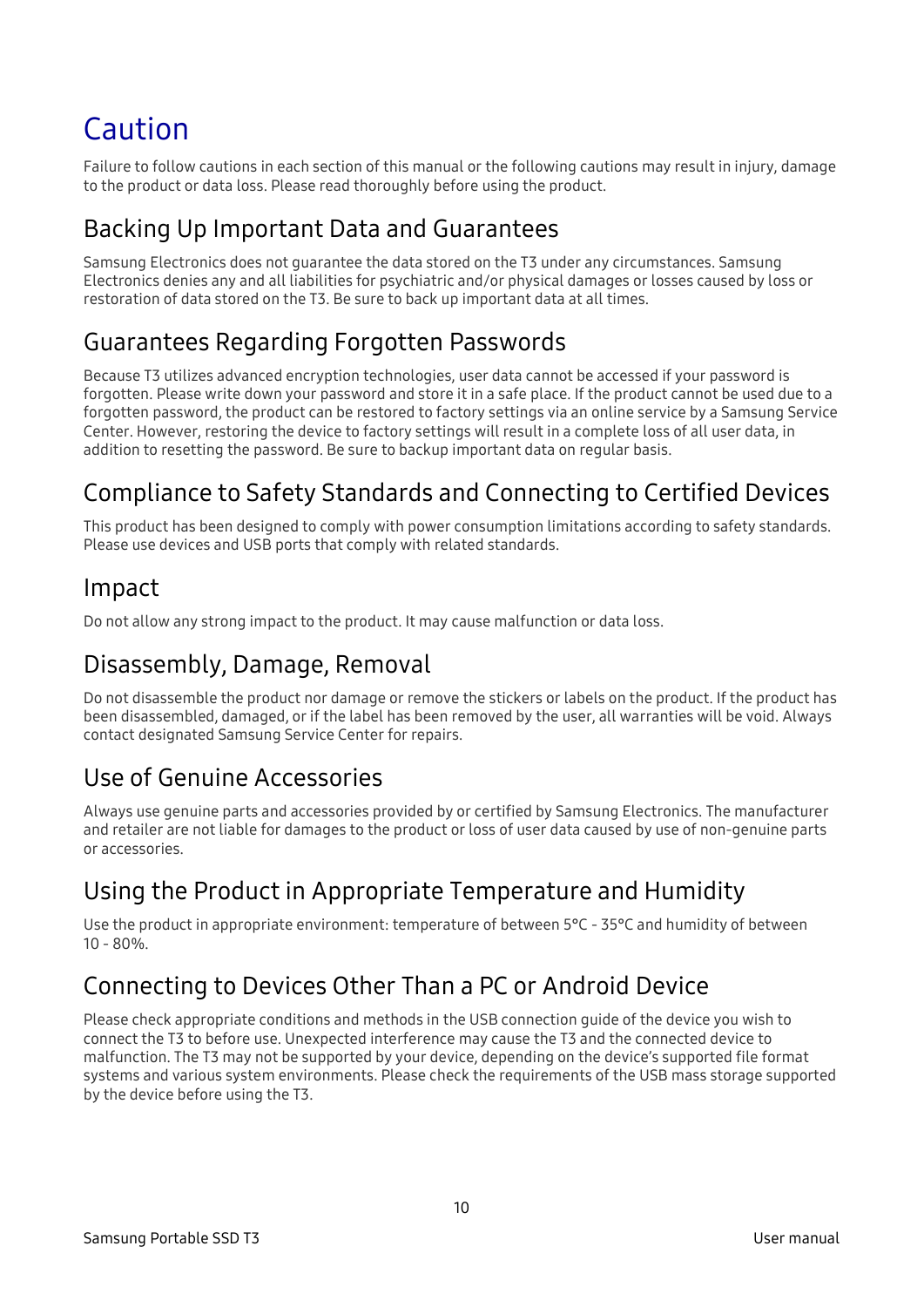# Caution

Failure to follow cautions in each section of this manual or the following cautions may result in injury, damage to the product or data loss. Please read thoroughly before using the product.

## Backing Up Important Data and Guarantees

Samsung Electronics does not guarantee the data stored on the T3 under any circumstances. Samsung Electronics denies any and all liabilities for psychiatric and/or physical damages or losses caused by loss or restoration of data stored on the T3. Be sure to back up important data at all times.

## Guarantees Regarding Forgotten Passwords

Because T3 utilizes advanced encryption technologies, user data cannot be accessed if your password is forgotten. Please write down your password and store it in a safe place. If the product cannot be used due to a forgotten password, the product can be restored to factory settings via an online service by a Samsung Service Center. However, restoring the device to factory settings will result in a complete loss of all user data, in addition to resetting the password. Be sure to backup important data on regular basis.

## Compliance to Safety Standards and Connecting to Certified Devices

This product has been designed to comply with power consumption limitations according to safety standards. Please use devices and USB ports that comply with related standards.

## Impact

Do not allow any strong impact to the product. It may cause malfunction or data loss.

## Disassembly, Damage, Removal

Do not disassemble the product nor damage or remove the stickers or labels on the product. If the product has been disassembled, damaged, or if the label has been removed by the user, all warranties will be void. Always contact designated Samsung Service Center for repairs.

## Use of Genuine Accessories

Always use genuine parts and accessories provided by or certified by Samsung Electronics. The manufacturer and retailer are not liable for damages to the product or loss of user data caused by use of non-genuine parts or accessories.

## Using the Product in Appropriate Temperature and Humidity

Use the product in appropriate environment: temperature of between 5°C - 35°C and humidity of between 10 - 80%.

## Connecting to Devices Other Than a PC or Android Device

Please check appropriate conditions and methods in the USB connection guide of the device you wish to connect the T3 to before use. Unexpected interference may cause the T3 and the connected device to malfunction. The T3 may not be supported by your device, depending on the device's supported file format systems and various system environments. Please check the requirements of the USB mass storage supported by the device before using the T3.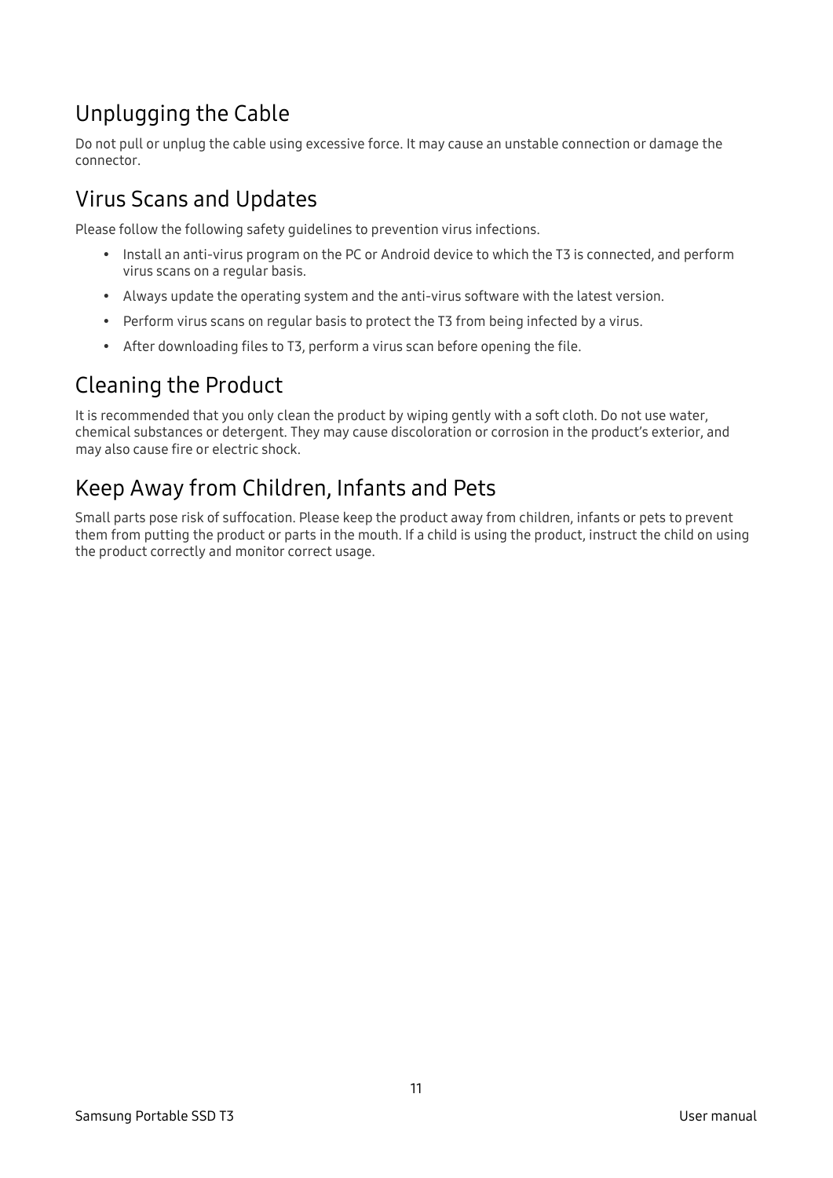## Unplugging the Cable

Do not pull or unplug the cable using excessive force. It may cause an unstable connection or damage the connector.

## Virus Scans and Updates

Please follow the following safety guidelines to prevention virus infections.

- Install an anti-virus program on the PC or Android device to which the T3 is connected, and perform virus scans on a regular basis.
- Always update the operating system and the anti-virus software with the latest version.
- Perform virus scans on regular basis to protect the T3 from being infected by a virus.
- After downloading files to T3, perform a virus scan before opening the file.

## Cleaning the Product

It is recommended that you only clean the product by wiping gently with a soft cloth. Do not use water, chemical substances or detergent. They may cause discoloration or corrosion in the product's exterior, and may also cause fire or electric shock.

## Keep Away from Children, Infants and Pets

Small parts pose risk of suffocation. Please keep the product away from children, infants or pets to prevent them from putting the product or parts in the mouth. If a child is using the product, instruct the child on using the product correctly and monitor correct usage.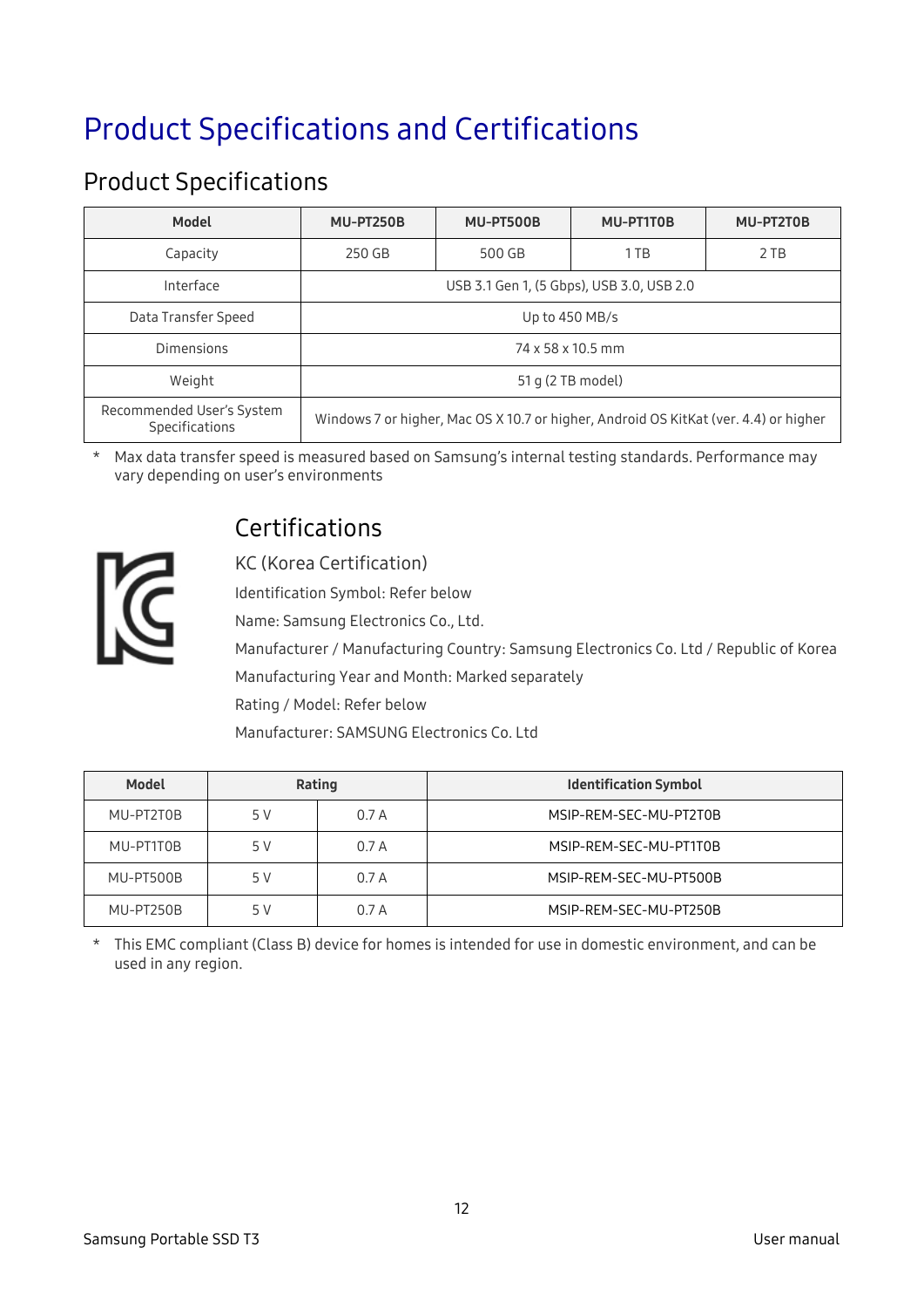# Product Specifications and Certifications

## Product Specifications

| Model | MU-PT250B | MU-PT500B | MU-PT1T0B | MU-PT2T0B |
|---|---|---|---|---|
| Capacity | 250 GB | 500 GB | 1 TB | 2 TB |
| Interface | USB 3.1 Gen 1, (5 Gbps), USB 3.0, USB 2.0 | | | |
| Data Transfer Speed | Up to 450 MB/s | | | |
| Dimensions | 74 x 58 x 10.5 mm | | | |
| Weight | 51 g (2 TB model) | | | |
| Recommended User's System Specifications | Windows 7 or higher, Mac OS X 10.7 or higher, Android OS KitKat (ver. 4.4) or higher | | | |

\* Max data transfer speed is measured based on Samsung's internal testing standards. Performance may vary depending on user's environments

## Certifications

KC (Korea Certification)

Identification Symbol: Refer below

Name: Samsung Electronics Co., Ltd.

Manufacturer / Manufacturing Country: Samsung Electronics Co. Ltd / Republic of Korea

Manufacturing Year and Month: Marked separately

Rating / Model: Refer below

Manufacturer: SAMSUNG Electronics Co. Ltd

| Model | Rating | | Identification Symbol |
|---|---|---|---|
| MU-PT2T0B | 5 V | 0.7 A | MSIP-REM-SEC-MU-PT2T0B |
| MU-PT1T0B | 5 V | 0.7 A | MSIP-REM-SEC-MU-PT1T0B |
| MU-PT500B | 5 V | 0.7 A | MSIP-REM-SEC-MU-PT500B |
| MU-PT250B | 5 V | 0.7 A | MSIP-REM-SEC-MU-PT250B |

\* This EMC compliant (Class B) device for homes is intended for use in domestic environment, and can be used in any region.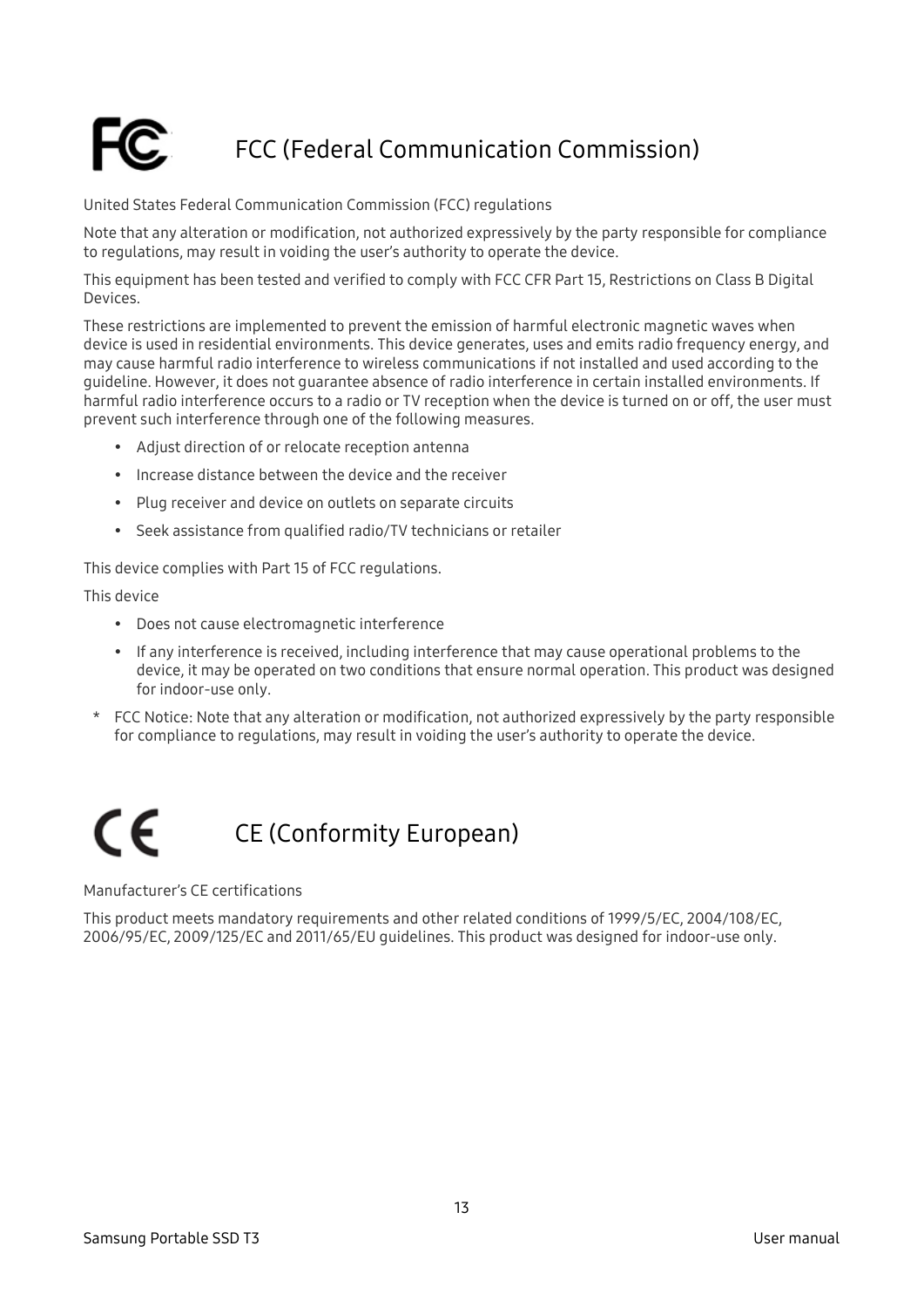# FCC (Federal Communication Commission)

United States Federal Communication Commission (FCC) regulations

Note that any alteration or modification, not authorized expressively by the party responsible for compliance to regulations, may result in voiding the user's authority to operate the device.

This equipment has been tested and verified to comply with FCC CFR Part 15, Restrictions on Class B Digital Devices.

These restrictions are implemented to prevent the emission of harmful electronic magnetic waves when device is used in residential environments. This device generates, uses and emits radio frequency energy, and may cause harmful radio interference to wireless communications if not installed and used according to the guideline. However, it does not guarantee absence of radio interference in certain installed environments. If harmful radio interference occurs to a radio or TV reception when the device is turned on or off, the user must prevent such interference through one of the following measures.

- Adjust direction of or relocate reception antenna
- Increase distance between the device and the receiver
- Plug receiver and device on outlets on separate circuits
- Seek assistance from qualified radio/TV technicians or retailer

This device complies with Part 15 of FCC regulations.

This device

- Does not cause electromagnetic interference
- If any interference is received, including interference that may cause operational problems to the device, it may be operated on two conditions that ensure normal operation. This product was designed for indoor-use only.

* FCC Notice: Note that any alteration or modification, not authorized expressively by the party responsible for compliance to regulations, may result in voiding the user's authority to operate the device.

# CE (Conformity European)

Manufacturer's CE certifications

This product meets mandatory requirements and other related conditions of 1999/5/EC, 2004/108/EC, 2006/95/EC, 2009/125/EC and 2011/65/EU guidelines. This product was designed for indoor-use only.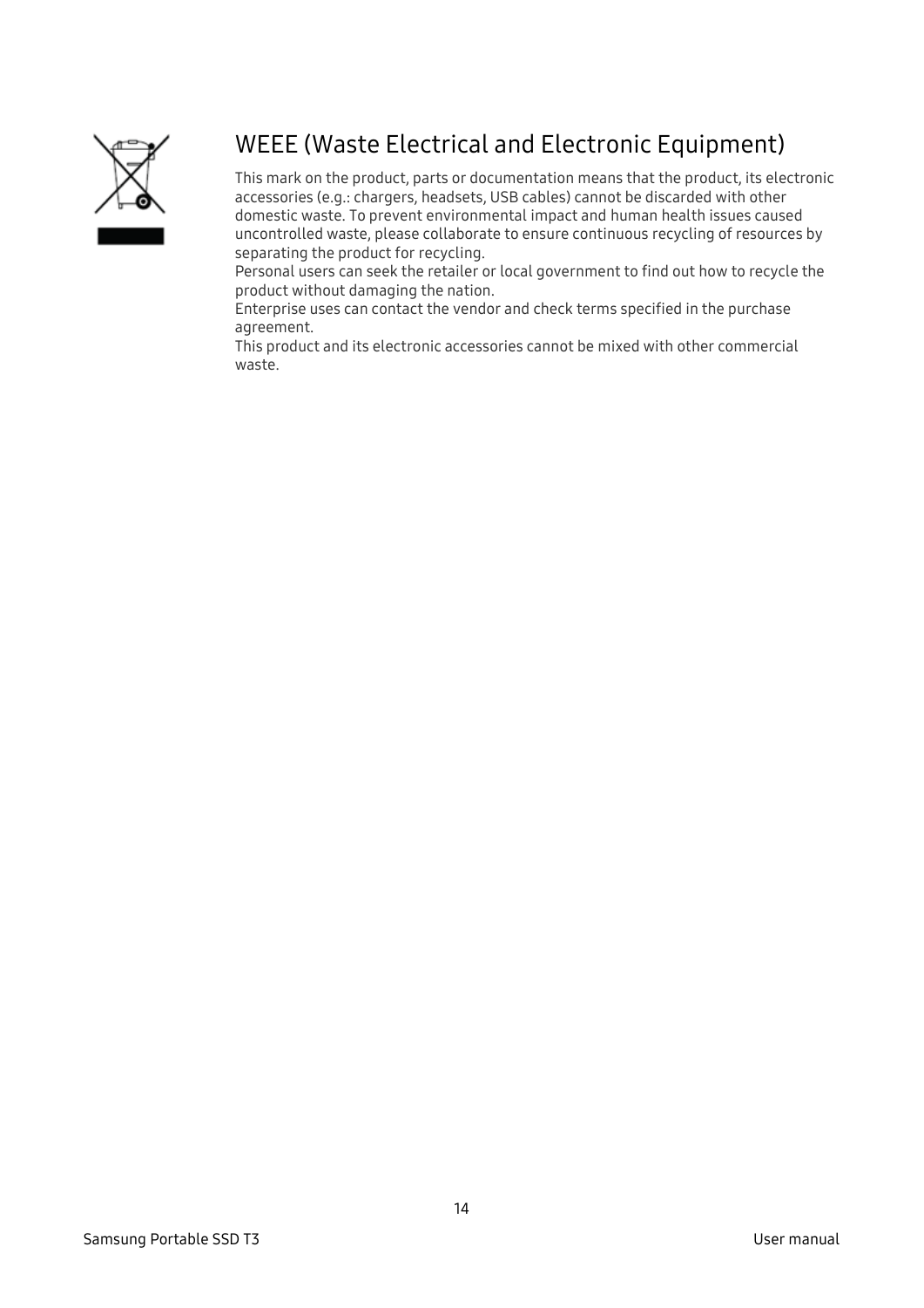## WEEE (Waste Electrical and Electronic Equipment)

This mark on the product, parts or documentation means that the product, its electronic accessories (e.g.: chargers, headsets, USB cables) cannot be discarded with other domestic waste. To prevent environmental impact and human health issues caused uncontrolled waste, please collaborate to ensure continuous recycling of resources by separating the product for recycling.
Personal users can seek the retailer or local government to find out how to recycle the product without damaging the nation.
Enterprise uses can contact the vendor and check terms specified in the purchase agreement.
This product and its electronic accessories cannot be mixed with other commercial waste.